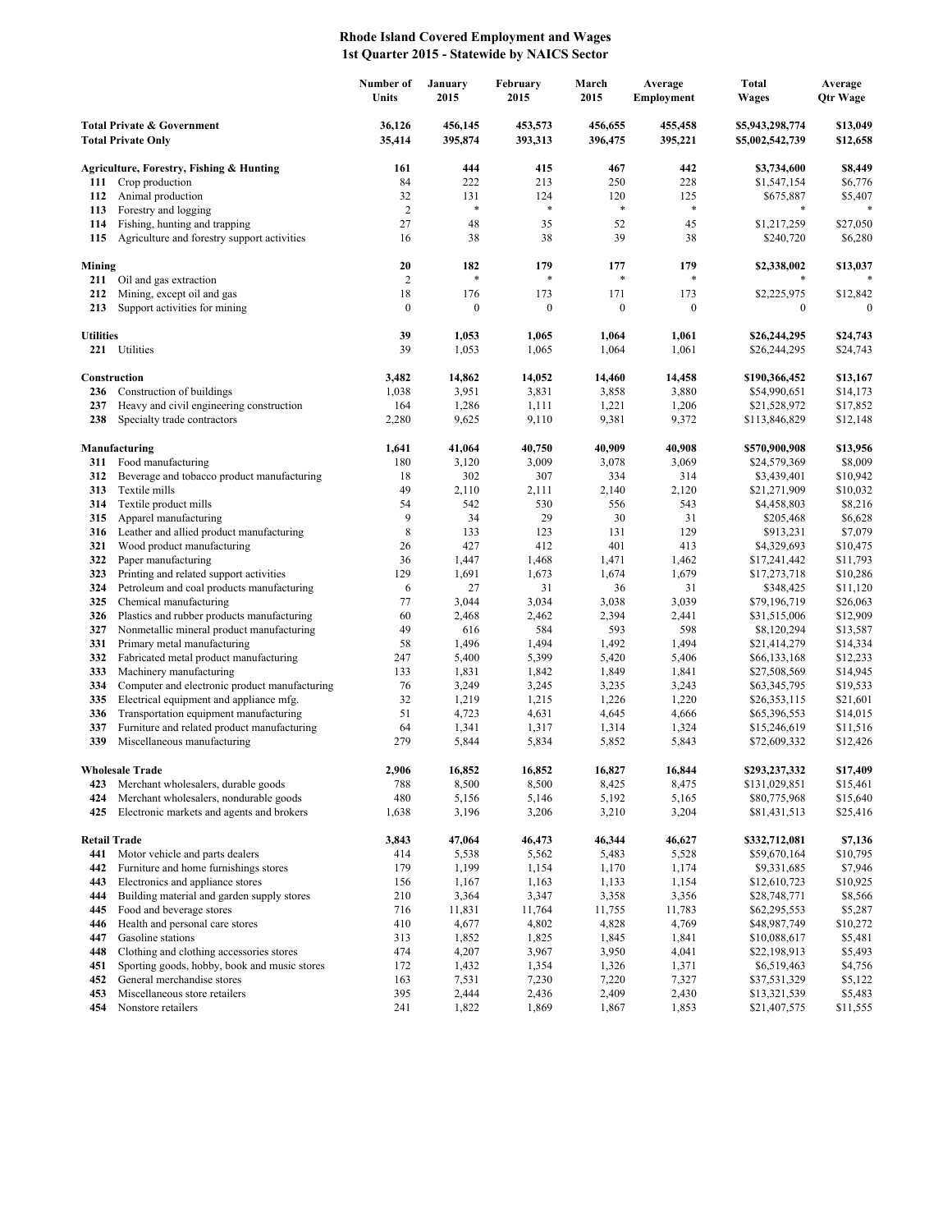# Rhode Island Covered Employment and Wages
## 1st Quarter 2015 - Statewide by NAICS Sector

| | | Number of Units | January 2015 | February 2015 | March 2015 | Average Employment | Total Wages | Average Qtr Wage |
|---|---|---|---|---|---|---|---|---|
| **Total Private & Government** | | **36,126** | **456,145** | **453,573** | **456,655** | **455,458** | **$5,943,298,774** | **$13,049** |
| **Total Private Only** | | **35,414** | **395,874** | **393,313** | **396,475** | **395,221** | **$5,002,542,739** | **$12,658** |
| **Agriculture, Forestry, Fishing & Hunting** | | **161** | **444** | **415** | **467** | **442** | **$3,734,600** | **$8,449** |
| **111** | Crop production | 84 | 222 | 213 | 250 | 228 | $1,547,154 | $6,776 |
| **112** | Animal production | 32 | 131 | 124 | 120 | 125 | $675,887 | $5,407 |
| **113** | Forestry and logging | 2 | * | * | * | * | * | * |
| **114** | Fishing, hunting and trapping | 27 | 48 | 35 | 52 | 45 | $1,217,259 | $27,050 |
| **115** | Agriculture and forestry support activities | 16 | 38 | 38 | 39 | 38 | $240,720 | $6,280 |
| **Mining** | | **20** | **182** | **179** | **177** | **179** | **$2,338,002** | **$13,037** |
| **211** | Oil and gas extraction | 2 | * | * | * | * | * | * |
| **212** | Mining, except oil and gas | 18 | 176 | 173 | 171 | 173 | $2,225,975 | $12,842 |
| **213** | Support activities for mining | 0 | 0 | 0 | 0 | 0 | 0 | 0 |
| **Utilities** | | **39** | **1,053** | **1,065** | **1,064** | **1,061** | **$26,244,295** | **$24,743** |
| **221** | Utilities | 39 | 1,053 | 1,065 | 1,064 | 1,061 | $26,244,295 | $24,743 |
| **Construction** | | **3,482** | **14,862** | **14,052** | **14,460** | **14,458** | **$190,366,452** | **$13,167** |
| **236** | Construction of buildings | 1,038 | 3,951 | 3,831 | 3,858 | 3,880 | $54,990,651 | $14,173 |
| **237** | Heavy and civil engineering construction | 164 | 1,286 | 1,111 | 1,221 | 1,206 | $21,528,972 | $17,852 |
| **238** | Specialty trade contractors | 2,280 | 9,625 | 9,110 | 9,381 | 9,372 | $113,846,829 | $12,148 |
| **Manufacturing** | | **1,641** | **41,064** | **40,750** | **40,909** | **40,908** | **$570,900,908** | **$13,956** |
| **311** | Food manufacturing | 180 | 3,120 | 3,009 | 3,078 | 3,069 | $24,579,369 | $8,009 |
| **312** | Beverage and tobacco product manufacturing | 18 | 302 | 307 | 334 | 314 | $3,439,401 | $10,942 |
| **313** | Textile mills | 49 | 2,110 | 2,111 | 2,140 | 2,120 | $21,271,909 | $10,032 |
| **314** | Textile product mills | 54 | 542 | 530 | 556 | 543 | $4,458,803 | $8,216 |
| **315** | Apparel manufacturing | 9 | 34 | 29 | 30 | 31 | $205,468 | $6,628 |
| **316** | Leather and allied product manufacturing | 8 | 133 | 123 | 131 | 129 | $913,231 | $7,079 |
| **321** | Wood product manufacturing | 26 | 427 | 412 | 401 | 413 | $4,329,693 | $10,475 |
| **322** | Paper manufacturing | 36 | 1,447 | 1,468 | 1,471 | 1,462 | $17,241,442 | $11,793 |
| **323** | Printing and related support activities | 129 | 1,691 | 1,673 | 1,674 | 1,679 | $17,273,718 | $10,286 |
| **324** | Petroleum and coal products manufacturing | 6 | 27 | 31 | 36 | 31 | $348,425 | $11,120 |
| **325** | Chemical manufacturing | 77 | 3,044 | 3,034 | 3,038 | 3,039 | $79,196,719 | $26,063 |
| **326** | Plastics and rubber products manufacturing | 60 | 2,468 | 2,462 | 2,394 | 2,441 | $31,515,006 | $12,909 |
| **327** | Nonmetallic mineral product manufacturing | 49 | 616 | 584 | 593 | 598 | $8,120,294 | $13,587 |
| **331** | Primary metal manufacturing | 58 | 1,496 | 1,494 | 1,492 | 1,494 | $21,414,279 | $14,334 |
| **332** | Fabricated metal product manufacturing | 247 | 5,400 | 5,399 | 5,420 | 5,406 | $66,133,168 | $12,233 |
| **333** | Machinery manufacturing | 133 | 1,831 | 1,842 | 1,849 | 1,841 | $27,508,569 | $14,945 |
| **334** | Computer and electronic product manufacturing | 76 | 3,249 | 3,245 | 3,235 | 3,243 | $63,345,795 | $19,533 |
| **335** | Electrical equipment and appliance mfg. | 32 | 1,219 | 1,215 | 1,226 | 1,220 | $26,353,115 | $21,601 |
| **336** | Transportation equipment manufacturing | 51 | 4,723 | 4,631 | 4,645 | 4,666 | $65,396,553 | $14,015 |
| **337** | Furniture and related product manufacturing | 64 | 1,341 | 1,317 | 1,314 | 1,324 | $15,246,619 | $11,516 |
| **339** | Miscellaneous manufacturing | 279 | 5,844 | 5,834 | 5,852 | 5,843 | $72,609,332 | $12,426 |
| **Wholesale Trade** | | **2,906** | **16,852** | **16,852** | **16,827** | **16,844** | **$293,237,332** | **$17,409** |
| **423** | Merchant wholesalers, durable goods | 788 | 8,500 | 8,500 | 8,425 | 8,475 | $131,029,851 | $15,461 |
| **424** | Merchant wholesalers, nondurable goods | 480 | 5,156 | 5,146 | 5,192 | 5,165 | $80,775,968 | $15,640 |
| **425** | Electronic markets and agents and brokers | 1,638 | 3,196 | 3,206 | 3,210 | 3,204 | $81,431,513 | $25,416 |
| **Retail Trade** | | **3,843** | **47,064** | **46,473** | **46,344** | **46,627** | **$332,712,081** | **$7,136** |
| **441** | Motor vehicle and parts dealers | 414 | 5,538 | 5,562 | 5,483 | 5,528 | $59,670,164 | $10,795 |
| **442** | Furniture and home furnishings stores | 179 | 1,199 | 1,154 | 1,170 | 1,174 | $9,331,685 | $7,946 |
| **443** | Electronics and appliance stores | 156 | 1,167 | 1,163 | 1,133 | 1,154 | $12,610,723 | $10,925 |
| **444** | Building material and garden supply stores | 210 | 3,364 | 3,347 | 3,358 | 3,356 | $28,748,771 | $8,566 |
| **445** | Food and beverage stores | 716 | 11,831 | 11,764 | 11,755 | 11,783 | $62,295,553 | $5,287 |
| **446** | Health and personal care stores | 410 | 4,677 | 4,802 | 4,828 | 4,769 | $48,987,749 | $10,272 |
| **447** | Gasoline stations | 313 | 1,852 | 1,825 | 1,845 | 1,841 | $10,088,617 | $5,481 |
| **448** | Clothing and clothing accessories stores | 474 | 4,207 | 3,967 | 3,950 | 4,041 | $22,198,913 | $5,493 |
| **451** | Sporting goods, hobby, book and music stores | 172 | 1,432 | 1,354 | 1,326 | 1,371 | $6,519,463 | $4,756 |
| **452** | General merchandise stores | 163 | 7,531 | 7,230 | 7,220 | 7,327 | $37,531,329 | $5,122 |
| **453** | Miscellaneous store retailers | 395 | 2,444 | 2,436 | 2,409 | 2,430 | $13,321,539 | $5,483 |
| **454** | Nonstore retailers | 241 | 1,822 | 1,869 | 1,867 | 1,853 | $21,407,575 | $11,555 |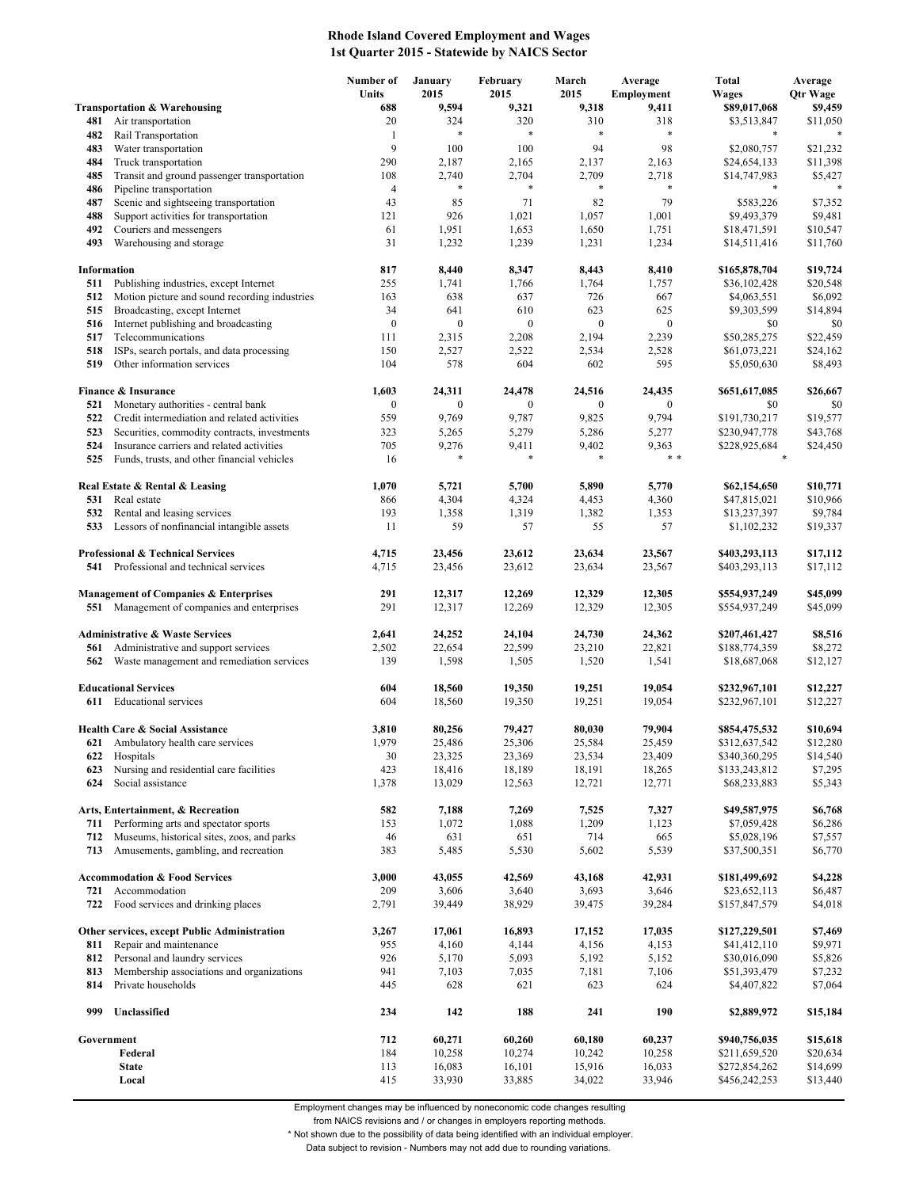# Rhode Island Covered Employment and Wages
## 1st Quarter 2015 - Statewide by NAICS Sector

| | | Number of Units | January 2015 | February 2015 | March 2015 | Average Employment | Total Wages | Average Qtr Wage |
|---|---|---|---|---|---|---|---|---|
| **Transportation & Warehousing** | | **688** | **9,594** | **9,321** | **9,318** | **9,411** | **$89,017,068** | **$9,459** |
| **481** | Air transportation | 20 | 324 | 320 | 310 | 318 | $3,513,847 | $11,050 |
| **482** | Rail Transportation | 1 | * | * | * | * | * | * |
| **483** | Water transportation | 9 | 100 | 100 | 94 | 98 | $2,080,757 | $21,232 |
| **484** | Truck transportation | 290 | 2,187 | 2,165 | 2,137 | 2,163 | $24,654,133 | $11,398 |
| **485** | Transit and ground passenger transportation | 108 | 2,740 | 2,704 | 2,709 | 2,718 | $14,747,983 | $5,427 |
| **486** | Pipeline transportation | 4 | * | * | * | * | * | * |
| **487** | Scenic and sightseeing transportation | 43 | 85 | 71 | 82 | 79 | $583,226 | $7,352 |
| **488** | Support activities for transportation | 121 | 926 | 1,021 | 1,057 | 1,001 | $9,493,379 | $9,481 |
| **492** | Couriers and messengers | 61 | 1,951 | 1,653 | 1,650 | 1,751 | $18,471,591 | $10,547 |
| **493** | Warehousing and storage | 31 | 1,232 | 1,239 | 1,231 | 1,234 | $14,511,416 | $11,760 |
| **Information** | | **817** | **8,440** | **8,347** | **8,443** | **8,410** | **$165,878,704** | **$19,724** |
| **511** | Publishing industries, except Internet | 255 | 1,741 | 1,766 | 1,764 | 1,757 | $36,102,428 | $20,548 |
| **512** | Motion picture and sound recording industries | 163 | 638 | 637 | 726 | 667 | $4,063,551 | $6,092 |
| **515** | Broadcasting, except Internet | 34 | 641 | 610 | 623 | 625 | $9,303,599 | $14,894 |
| **516** | Internet publishing and broadcasting | 0 | 0 | 0 | 0 | 0 | $0 | $0 |
| **517** | Telecommunications | 111 | 2,315 | 2,208 | 2,194 | 2,239 | $50,285,275 | $22,459 |
| **518** | ISPs, search portals, and data processing | 150 | 2,527 | 2,522 | 2,534 | 2,528 | $61,073,221 | $24,162 |
| **519** | Other information services | 104 | 578 | 604 | 602 | 595 | $5,050,630 | $8,493 |
| **Finance & Insurance** | | **1,603** | **24,311** | **24,478** | **24,516** | **24,435** | **$651,617,085** | **$26,667** |
| **521** | Monetary authorities - central bank | 0 | 0 | 0 | 0 | 0 | $0 | $0 |
| **522** | Credit intermediation and related activities | 559 | 9,769 | 9,787 | 9,825 | 9,794 | $191,730,217 | $19,577 |
| **523** | Securities, commodity contracts, investments | 323 | 5,265 | 5,279 | 5,286 | 5,277 | $230,947,778 | $43,768 |
| **524** | Insurance carriers and related activities | 705 | 9,276 | 9,411 | 9,402 | 9,363 | $228,925,684 | $24,450 |
| **525** | Funds, trusts, and other financial vehicles | 16 | * | * | * | * * | * | |
| **Real Estate & Rental & Leasing** | | **1,070** | **5,721** | **5,700** | **5,890** | **5,770** | **$62,154,650** | **$10,771** |
| **531** | Real estate | 866 | 4,304 | 4,324 | 4,453 | 4,360 | $47,815,021 | $10,966 |
| **532** | Rental and leasing services | 193 | 1,358 | 1,319 | 1,382 | 1,353 | $13,237,397 | $9,784 |
| **533** | Lessors of nonfinancial intangible assets | 11 | 59 | 57 | 55 | 57 | $1,102,232 | $19,337 |
| **Professional & Technical Services** | | **4,715** | **23,456** | **23,612** | **23,634** | **23,567** | **$403,293,113** | **$17,112** |
| **541** | Professional and technical services | 4,715 | 23,456 | 23,612 | 23,634 | 23,567 | $403,293,113 | $17,112 |
| **Management of Companies & Enterprises** | | **291** | **12,317** | **12,269** | **12,329** | **12,305** | **$554,937,249** | **$45,099** |
| **551** | Management of companies and enterprises | 291 | 12,317 | 12,269 | 12,329 | 12,305 | $554,937,249 | $45,099 |
| **Administrative & Waste Services** | | **2,641** | **24,252** | **24,104** | **24,730** | **24,362** | **$207,461,427** | **$8,516** |
| **561** | Administrative and support services | 2,502 | 22,654 | 22,599 | 23,210 | 22,821 | $188,774,359 | $8,272 |
| **562** | Waste management and remediation services | 139 | 1,598 | 1,505 | 1,520 | 1,541 | $18,687,068 | $12,127 |
| **Educational Services** | | **604** | **18,560** | **19,350** | **19,251** | **19,054** | **$232,967,101** | **$12,227** |
| **611** | Educational services | 604 | 18,560 | 19,350 | 19,251 | 19,054 | $232,967,101 | $12,227 |
| **Health Care & Social Assistance** | | **3,810** | **80,256** | **79,427** | **80,030** | **79,904** | **$854,475,532** | **$10,694** |
| **621** | Ambulatory health care services | 1,979 | 25,486 | 25,306 | 25,584 | 25,459 | $312,637,542 | $12,280 |
| **622** | Hospitals | 30 | 23,325 | 23,369 | 23,534 | 23,409 | $340,360,295 | $14,540 |
| **623** | Nursing and residential care facilities | 423 | 18,416 | 18,189 | 18,191 | 18,265 | $133,243,812 | $7,295 |
| **624** | Social assistance | 1,378 | 13,029 | 12,563 | 12,721 | 12,771 | $68,233,883 | $5,343 |
| **Arts, Entertainment, & Recreation** | | **582** | **7,188** | **7,269** | **7,525** | **7,327** | **$49,587,975** | **$6,768** |
| **711** | Performing arts and spectator sports | 153 | 1,072 | 1,088 | 1,209 | 1,123 | $7,059,428 | $6,286 |
| **712** | Museums, historical sites, zoos, and parks | 46 | 631 | 651 | 714 | 665 | $5,028,196 | $7,557 |
| **713** | Amusements, gambling, and recreation | 383 | 5,485 | 5,530 | 5,602 | 5,539 | $37,500,351 | $6,770 |
| **Accommodation & Food Services** | | **3,000** | **43,055** | **42,569** | **43,168** | **42,931** | **$181,499,692** | **$4,228** |
| **721** | Accommodation | 209 | 3,606 | 3,640 | 3,693 | 3,646 | $23,652,113 | $6,487 |
| **722** | Food services and drinking places | 2,791 | 39,449 | 38,929 | 39,475 | 39,284 | $157,847,579 | $4,018 |
| **Other services, except Public Administration** | | **3,267** | **17,061** | **16,893** | **17,152** | **17,035** | **$127,229,501** | **$7,469** |
| **811** | Repair and maintenance | 955 | 4,160 | 4,144 | 4,156 | 4,153 | $41,412,110 | $9,971 |
| **812** | Personal and laundry services | 926 | 5,170 | 5,093 | 5,192 | 5,152 | $30,016,090 | $5,826 |
| **813** | Membership associations and organizations | 941 | 7,103 | 7,035 | 7,181 | 7,106 | $51,393,479 | $7,232 |
| **814** | Private households | 445 | 628 | 621 | 623 | 624 | $4,407,822 | $7,064 |
| **999** | **Unclassified** | **234** | **142** | **188** | **241** | **190** | **$2,889,972** | **$15,184** |
| **Government** | | **712** | **60,271** | **60,260** | **60,180** | **60,237** | **$940,756,035** | **$15,618** |
| | **Federal** | 184 | 10,258 | 10,274 | 10,242 | 10,258 | $211,659,520 | $20,634 |
| | **State** | 113 | 16,083 | 16,101 | 15,916 | 16,033 | $272,854,262 | $14,699 |
| | **Local** | 415 | 33,930 | 33,885 | 34,022 | 33,946 | $456,242,253 | $13,440 |

Employment changes may be influenced by noneconomic code changes resulting from NAICS revisions and / or changes in employers reporting methods.

* Not shown due to the possibility of data being identified with an individual employer.

Data subject to revision - Numbers may not add due to rounding variations.